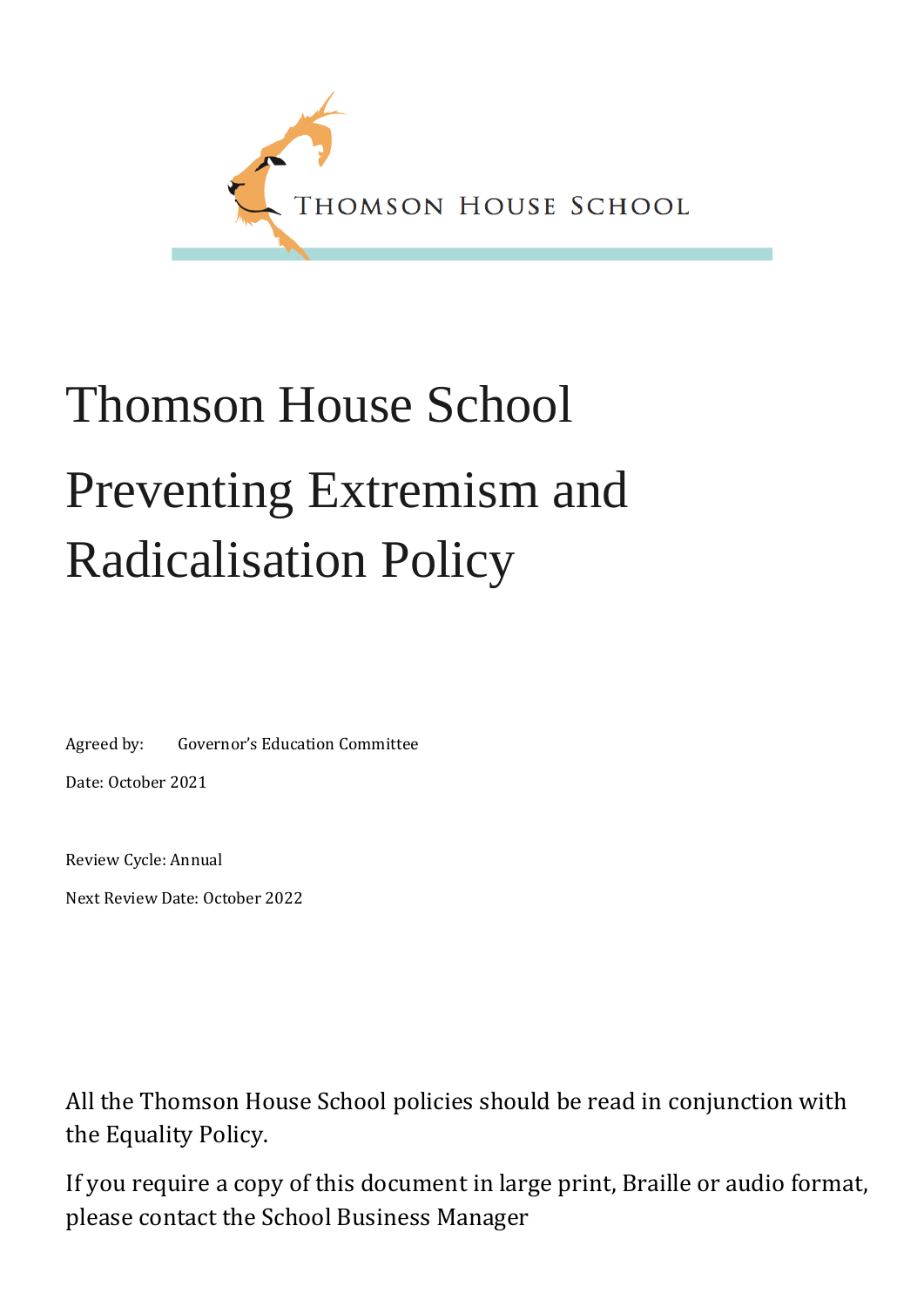THOMSON HOUSE SCHOOL

# Thomson House School

# Preventing Extremism and Radicalisation Policy

Agreed by: Governor's Education Committee

Date: October 2021

Review Cycle: Annual

Next Review Date: October 2022

All the Thomson House School policies should be read in conjunction with the Equality Policy.

If you require a copy of this document in large print, Braille or audio format, please contact the School Business Manager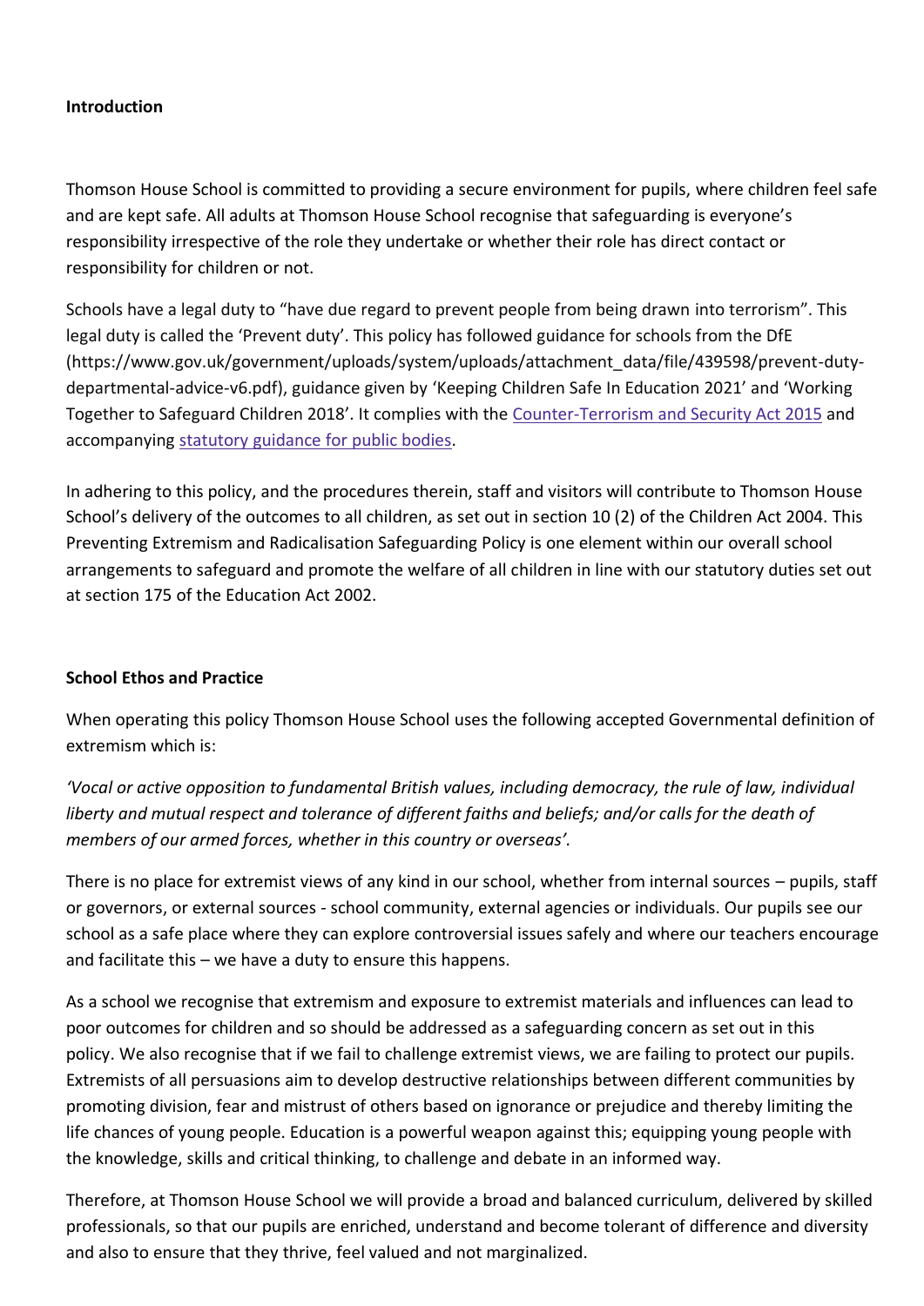**Introduction**

Thomson House School is committed to providing a secure environment for pupils, where children feel safe and are kept safe. All adults at Thomson House School recognise that safeguarding is everyone's responsibility irrespective of the role they undertake or whether their role has direct contact or responsibility for children or not.

Schools have a legal duty to "have due regard to prevent people from being drawn into terrorism". This legal duty is called the 'Prevent duty'. This policy has followed guidance for schools from the DfE (https://www.gov.uk/government/uploads/system/uploads/attachment_data/file/439598/prevent-duty-departmental-advice-v6.pdf), guidance given by 'Keeping Children Safe In Education 2021' and 'Working Together to Safeguard Children 2018'. It complies with the [Counter-Terrorism and Security Act 2015]() and accompanying [statutory guidance for public bodies]().

In adhering to this policy, and the procedures therein, staff and visitors will contribute to Thomson House School's delivery of the outcomes to all children, as set out in section 10 (2) of the Children Act 2004. This Preventing Extremism and Radicalisation Safeguarding Policy is one element within our overall school arrangements to safeguard and promote the welfare of all children in line with our statutory duties set out at section 175 of the Education Act 2002.

**School Ethos and Practice**

When operating this policy Thomson House School uses the following accepted Governmental definition of extremism which is:

*'Vocal or active opposition to fundamental British values, including democracy, the rule of law, individual liberty and mutual respect and tolerance of different faiths and beliefs; and/or calls for the death of members of our armed forces, whether in this country or overseas'.*

There is no place for extremist views of any kind in our school, whether from internal sources – pupils, staff or governors, or external sources - school community, external agencies or individuals. Our pupils see our school as a safe place where they can explore controversial issues safely and where our teachers encourage and facilitate this – we have a duty to ensure this happens.

As a school we recognise that extremism and exposure to extremist materials and influences can lead to poor outcomes for children and so should be addressed as a safeguarding concern as set out in this policy. We also recognise that if we fail to challenge extremist views, we are failing to protect our pupils. Extremists of all persuasions aim to develop destructive relationships between different communities by promoting division, fear and mistrust of others based on ignorance or prejudice and thereby limiting the life chances of young people. Education is a powerful weapon against this; equipping young people with the knowledge, skills and critical thinking, to challenge and debate in an informed way.

Therefore, at Thomson House School we will provide a broad and balanced curriculum, delivered by skilled professionals, so that our pupils are enriched, understand and become tolerant of difference and diversity and also to ensure that they thrive, feel valued and not marginalized.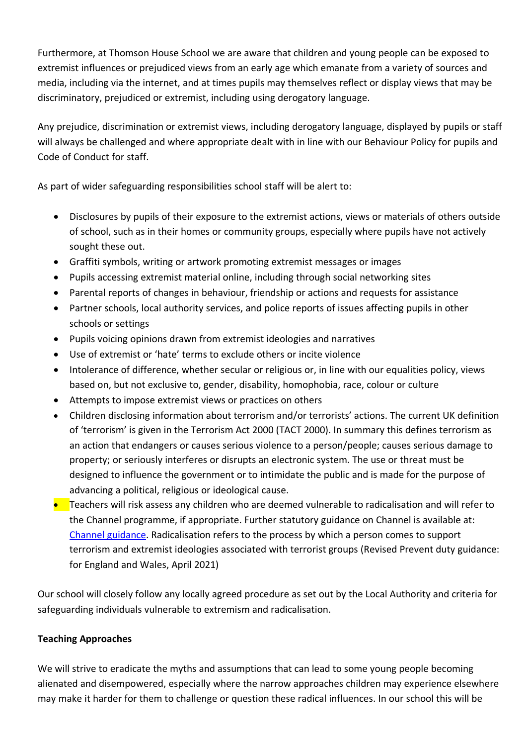Furthermore, at Thomson House School we are aware that children and young people can be exposed to extremist influences or prejudiced views from an early age which emanate from a variety of sources and media, including via the internet, and at times pupils may themselves reflect or display views that may be discriminatory, prejudiced or extremist, including using derogatory language.

Any prejudice, discrimination or extremist views, including derogatory language, displayed by pupils or staff will always be challenged and where appropriate dealt with in line with our Behaviour Policy for pupils and Code of Conduct for staff.

As part of wider safeguarding responsibilities school staff will be alert to:

- Disclosures by pupils of their exposure to the extremist actions, views or materials of others outside of school, such as in their homes or community groups, especially where pupils have not actively sought these out.
- Graffiti symbols, writing or artwork promoting extremist messages or images
- Pupils accessing extremist material online, including through social networking sites
- Parental reports of changes in behaviour, friendship or actions and requests for assistance
- Partner schools, local authority services, and police reports of issues affecting pupils in other schools or settings
- Pupils voicing opinions drawn from extremist ideologies and narratives
- Use of extremist or 'hate' terms to exclude others or incite violence
- Intolerance of difference, whether secular or religious or, in line with our equalities policy, views based on, but not exclusive to, gender, disability, homophobia, race, colour or culture
- Attempts to impose extremist views or practices on others
- Children disclosing information about terrorism and/or terrorists' actions. The current UK definition of 'terrorism' is given in the Terrorism Act 2000 (TACT 2000). In summary this defines terrorism as an action that endangers or causes serious violence to a person/people; causes serious damage to property; or seriously interferes or disrupts an electronic system. The use or threat must be designed to influence the government or to intimidate the public and is made for the purpose of advancing a political, religious or ideological cause.
- Teachers will risk assess any children who are deemed vulnerable to radicalisation and will refer to the Channel programme, if appropriate. Further statutory guidance on Channel is available at: [Channel guidance](). Radicalisation refers to the process by which a person comes to support terrorism and extremist ideologies associated with terrorist groups (Revised Prevent duty guidance: for England and Wales, April 2021)

Our school will closely follow any locally agreed procedure as set out by the Local Authority and criteria for safeguarding individuals vulnerable to extremism and radicalisation.

**Teaching Approaches**

We will strive to eradicate the myths and assumptions that can lead to some young people becoming alienated and disempowered, especially where the narrow approaches children may experience elsewhere may make it harder for them to challenge or question these radical influences. In our school this will be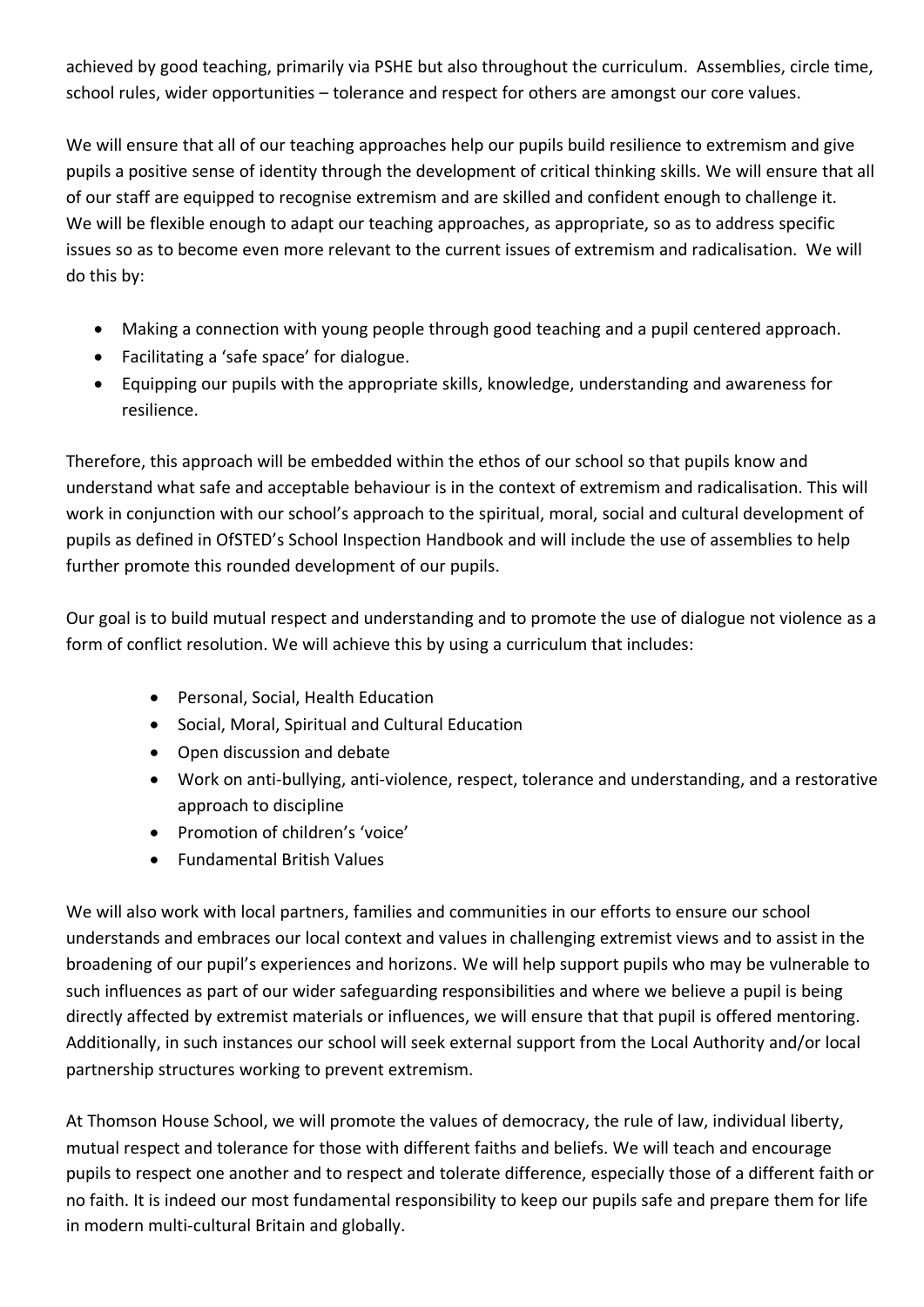achieved by good teaching, primarily via PSHE but also throughout the curriculum. Assemblies, circle time, school rules, wider opportunities – tolerance and respect for others are amongst our core values.

We will ensure that all of our teaching approaches help our pupils build resilience to extremism and give pupils a positive sense of identity through the development of critical thinking skills. We will ensure that all of our staff are equipped to recognise extremism and are skilled and confident enough to challenge it. We will be flexible enough to adapt our teaching approaches, as appropriate, so as to address specific issues so as to become even more relevant to the current issues of extremism and radicalisation. We will do this by:

- Making a connection with young people through good teaching and a pupil centered approach.
- Facilitating a 'safe space' for dialogue.
- Equipping our pupils with the appropriate skills, knowledge, understanding and awareness for resilience.

Therefore, this approach will be embedded within the ethos of our school so that pupils know and understand what safe and acceptable behaviour is in the context of extremism and radicalisation. This will work in conjunction with our school's approach to the spiritual, moral, social and cultural development of pupils as defined in OfSTED's School Inspection Handbook and will include the use of assemblies to help further promote this rounded development of our pupils.

Our goal is to build mutual respect and understanding and to promote the use of dialogue not violence as a form of conflict resolution. We will achieve this by using a curriculum that includes:

- Personal, Social, Health Education
- Social, Moral, Spiritual and Cultural Education
- Open discussion and debate
- Work on anti-bullying, anti-violence, respect, tolerance and understanding, and a restorative approach to discipline
- Promotion of children's 'voice'
- Fundamental British Values

We will also work with local partners, families and communities in our efforts to ensure our school understands and embraces our local context and values in challenging extremist views and to assist in the broadening of our pupil's experiences and horizons. We will help support pupils who may be vulnerable to such influences as part of our wider safeguarding responsibilities and where we believe a pupil is being directly affected by extremist materials or influences, we will ensure that that pupil is offered mentoring. Additionally, in such instances our school will seek external support from the Local Authority and/or local partnership structures working to prevent extremism.

At Thomson House School, we will promote the values of democracy, the rule of law, individual liberty, mutual respect and tolerance for those with different faiths and beliefs. We will teach and encourage pupils to respect one another and to respect and tolerate difference, especially those of a different faith or no faith. It is indeed our most fundamental responsibility to keep our pupils safe and prepare them for life in modern multi-cultural Britain and globally.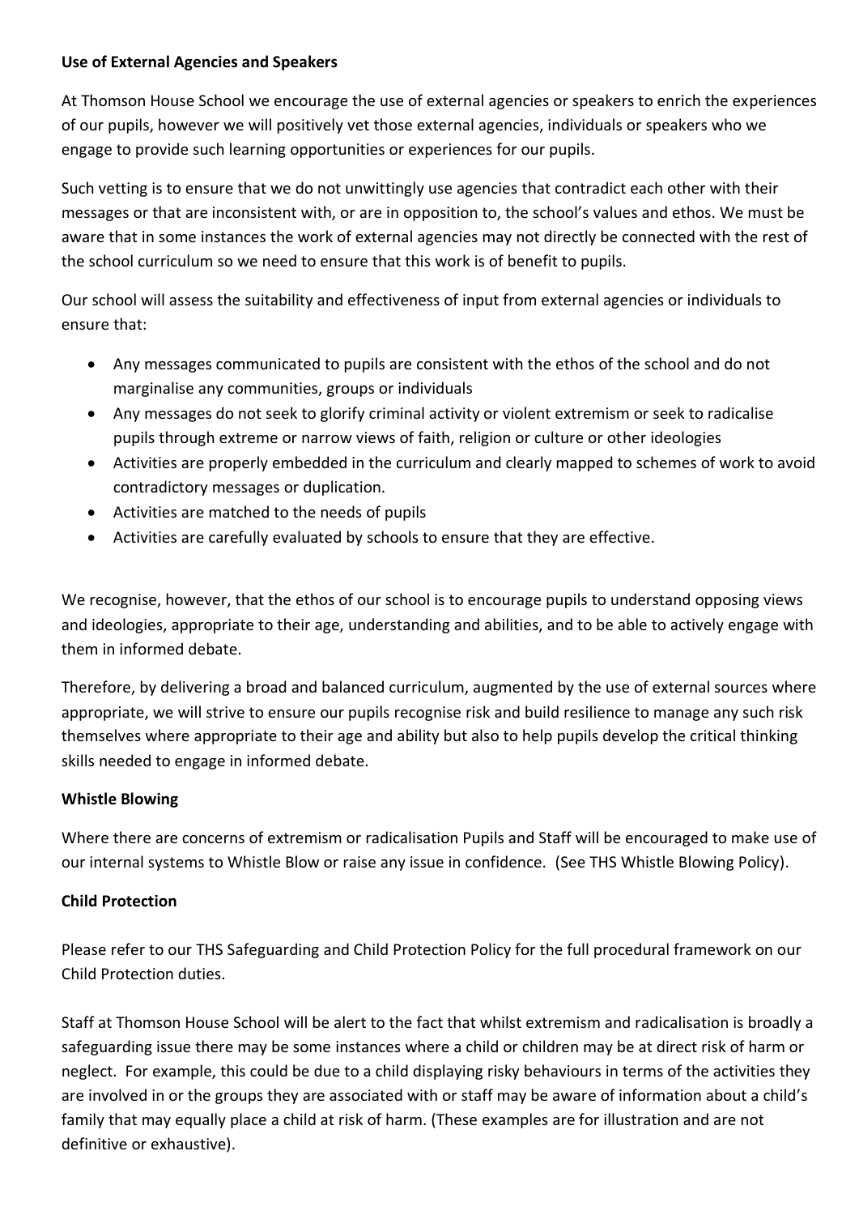**Use of External Agencies and Speakers**

At Thomson House School we encourage the use of external agencies or speakers to enrich the experiences of our pupils, however we will positively vet those external agencies, individuals or speakers who we engage to provide such learning opportunities or experiences for our pupils.

Such vetting is to ensure that we do not unwittingly use agencies that contradict each other with their messages or that are inconsistent with, or are in opposition to, the school's values and ethos. We must be aware that in some instances the work of external agencies may not directly be connected with the rest of the school curriculum so we need to ensure that this work is of benefit to pupils.

Our school will assess the suitability and effectiveness of input from external agencies or individuals to ensure that:

- Any messages communicated to pupils are consistent with the ethos of the school and do not marginalise any communities, groups or individuals
- Any messages do not seek to glorify criminal activity or violent extremism or seek to radicalise pupils through extreme or narrow views of faith, religion or culture or other ideologies
- Activities are properly embedded in the curriculum and clearly mapped to schemes of work to avoid contradictory messages or duplication.
- Activities are matched to the needs of pupils
- Activities are carefully evaluated by schools to ensure that they are effective.

We recognise, however, that the ethos of our school is to encourage pupils to understand opposing views and ideologies, appropriate to their age, understanding and abilities, and to be able to actively engage with them in informed debate.

Therefore, by delivering a broad and balanced curriculum, augmented by the use of external sources where appropriate, we will strive to ensure our pupils recognise risk and build resilience to manage any such risk themselves where appropriate to their age and ability but also to help pupils develop the critical thinking skills needed to engage in informed debate.

**Whistle Blowing**

Where there are concerns of extremism or radicalisation Pupils and Staff will be encouraged to make use of our internal systems to Whistle Blow or raise any issue in confidence. (See THS Whistle Blowing Policy).

**Child Protection**

Please refer to our THS Safeguarding and Child Protection Policy for the full procedural framework on our Child Protection duties.

Staff at Thomson House School will be alert to the fact that whilst extremism and radicalisation is broadly a safeguarding issue there may be some instances where a child or children may be at direct risk of harm or neglect. For example, this could be due to a child displaying risky behaviours in terms of the activities they are involved in or the groups they are associated with or staff may be aware of information about a child's family that may equally place a child at risk of harm. (These examples are for illustration and are not definitive or exhaustive).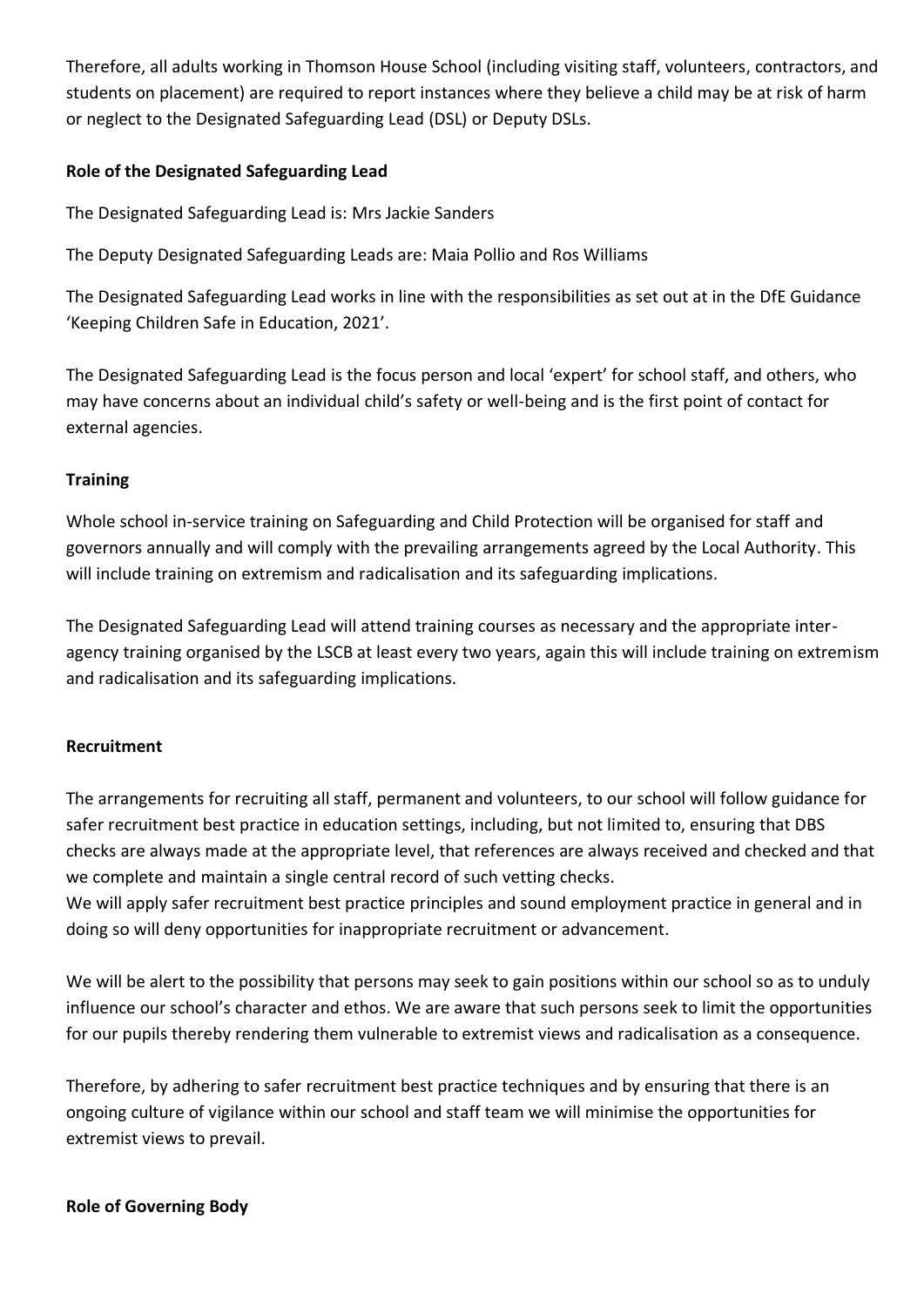Therefore, all adults working in Thomson House School (including visiting staff, volunteers, contractors, and students on placement) are required to report instances where they believe a child may be at risk of harm or neglect to the Designated Safeguarding Lead (DSL) or Deputy DSLs.

**Role of the Designated Safeguarding Lead**

The Designated Safeguarding Lead is: Mrs Jackie Sanders

The Deputy Designated Safeguarding Leads are: Maia Pollio and Ros Williams

The Designated Safeguarding Lead works in line with the responsibilities as set out at in the DfE Guidance 'Keeping Children Safe in Education, 2021'.

The Designated Safeguarding Lead is the focus person and local 'expert' for school staff, and others, who may have concerns about an individual child's safety or well-being and is the first point of contact for external agencies.

**Training**

Whole school in-service training on Safeguarding and Child Protection will be organised for staff and governors annually and will comply with the prevailing arrangements agreed by the Local Authority. This will include training on extremism and radicalisation and its safeguarding implications.

The Designated Safeguarding Lead will attend training courses as necessary and the appropriate inter-agency training organised by the LSCB at least every two years, again this will include training on extremism and radicalisation and its safeguarding implications.

**Recruitment**

The arrangements for recruiting all staff, permanent and volunteers, to our school will follow guidance for safer recruitment best practice in education settings, including, but not limited to, ensuring that DBS checks are always made at the appropriate level, that references are always received and checked and that we complete and maintain a single central record of such vetting checks.
We will apply safer recruitment best practice principles and sound employment practice in general and in doing so will deny opportunities for inappropriate recruitment or advancement.

We will be alert to the possibility that persons may seek to gain positions within our school so as to unduly influence our school's character and ethos. We are aware that such persons seek to limit the opportunities for our pupils thereby rendering them vulnerable to extremist views and radicalisation as a consequence.

Therefore, by adhering to safer recruitment best practice techniques and by ensuring that there is an ongoing culture of vigilance within our school and staff team we will minimise the opportunities for extremist views to prevail.

**Role of Governing Body**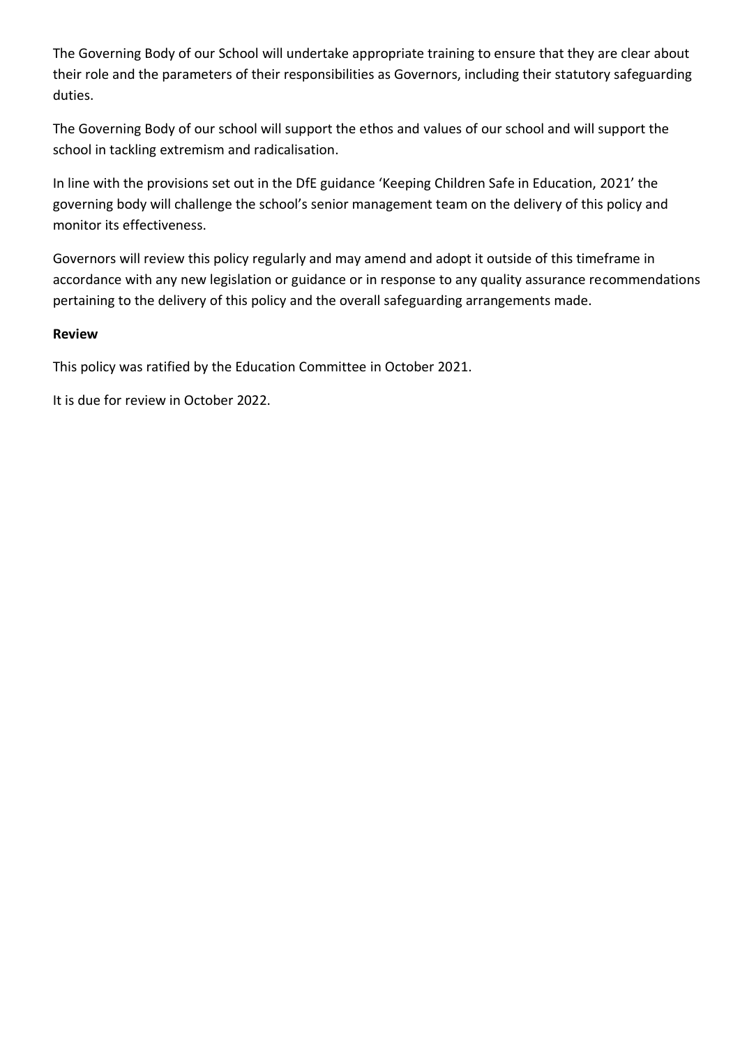The Governing Body of our School will undertake appropriate training to ensure that they are clear about their role and the parameters of their responsibilities as Governors, including their statutory safeguarding duties.

The Governing Body of our school will support the ethos and values of our school and will support the school in tackling extremism and radicalisation.

In line with the provisions set out in the DfE guidance 'Keeping Children Safe in Education, 2021' the governing body will challenge the school's senior management team on the delivery of this policy and monitor its effectiveness.

Governors will review this policy regularly and may amend and adopt it outside of this timeframe in accordance with any new legislation or guidance or in response to any quality assurance recommendations pertaining to the delivery of this policy and the overall safeguarding arrangements made.

**Review**

This policy was ratified by the Education Committee in October 2021.

It is due for review in October 2022.